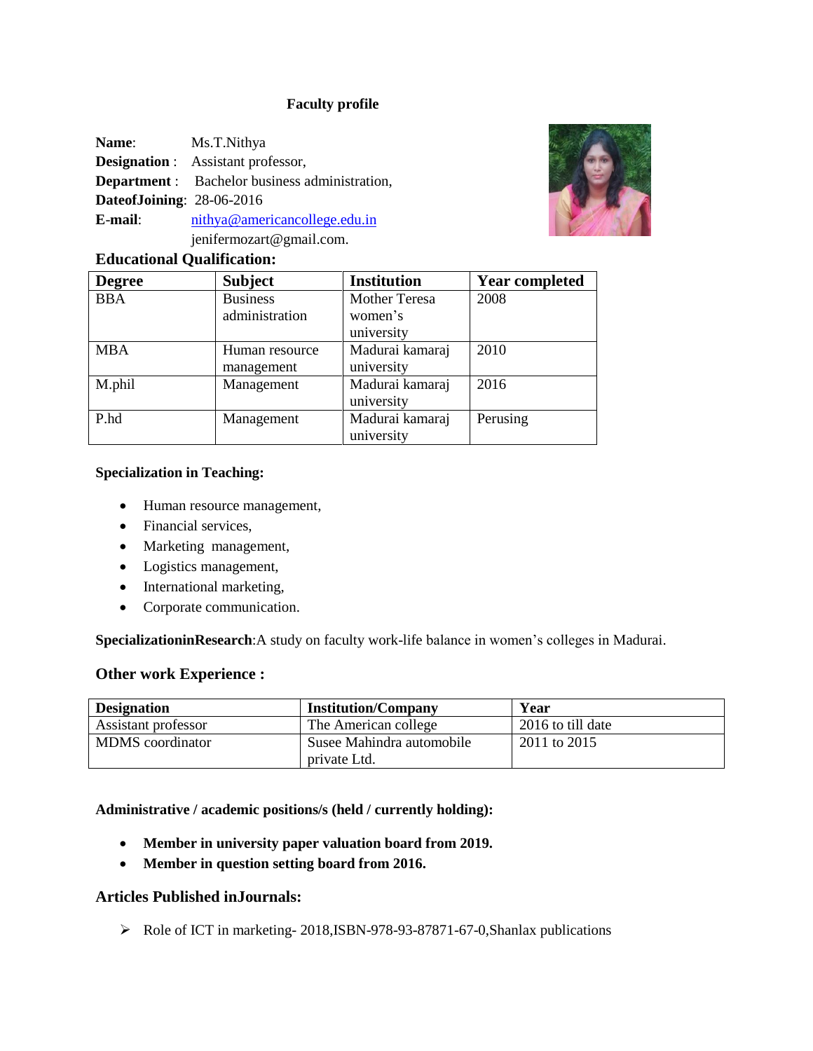# Faculty profile

**Name**: Ms.T.Nithya
**Designation** : Assistant professor,
**Department** : Bachelor business administration,
**DateofJoining**: 28-06-2016
**E-mail**: nithya@americancollege.edu.in
jenifermozart@gmail.com.

## Educational Qualification:

| Degree | Subject | Institution | Year completed |
|---|---|---|---|
| BBA | Business administration | Mother Teresa women's university | 2008 |
| MBA | Human resource management | Madurai kamaraj university | 2010 |
| M.phil | Management | Madurai kamaraj university | 2016 |
| P.hd | Management | Madurai kamaraj university | Perusing |

**Specialization in Teaching:**

- Human resource management,
- Financial services,
- Marketing management,
- Logistics management,
- International marketing,
- Corporate communication.

**SpecializationinResearch**:A study on faculty work-life balance in women's colleges in Madurai.

## Other work Experience :

| Designation | Institution/Company | Year |
|---|---|---|
| Assistant professor | The American college | 2016 to till date |
| MDMS coordinator | Susee Mahindra automobile private Ltd. | 2011 to 2015 |

**Administrative / academic positions/s (held / currently holding):**

- **Member in university paper valuation board from 2019.**
- **Member in question setting board from 2016.**

## Articles Published inJournals:

- Role of ICT in marketing- 2018,ISBN-978-93-87871-67-0,Shanlax publications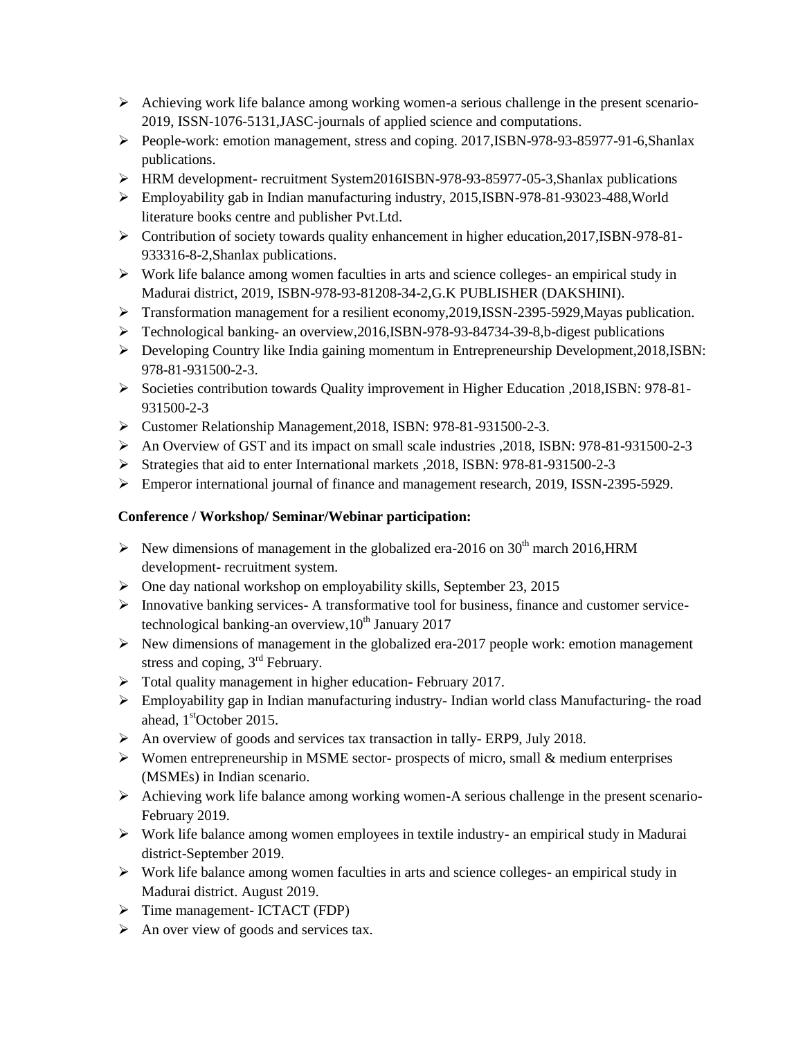- Achieving work life balance among working women-a serious challenge in the present scenario-2019, ISSN-1076-5131,JASC-journals of applied science and computations.
- People-work: emotion management, stress and coping. 2017,ISBN-978-93-85977-91-6,Shanlax publications.
- HRM development- recruitment System2016ISBN-978-93-85977-05-3,Shanlax publications
- Employability gab in Indian manufacturing industry, 2015,ISBN-978-81-93023-488,World literature books centre and publisher Pvt.Ltd.
- Contribution of society towards quality enhancement in higher education,2017,ISBN-978-81-933316-8-2,Shanlax publications.
- Work life balance among women faculties in arts and science colleges- an empirical study in Madurai district, 2019, ISBN-978-93-81208-34-2,G.K PUBLISHER (DAKSHINI).
- Transformation management for a resilient economy,2019,ISSN-2395-5929,Mayas publication.
- Technological banking- an overview,2016,ISBN-978-93-84734-39-8,b-digest publications
- Developing Country like India gaining momentum in Entrepreneurship Development,2018,ISBN: 978-81-931500-2-3.
- Societies contribution towards Quality improvement in Higher Education ,2018,ISBN: 978-81-931500-2-3
- Customer Relationship Management,2018, ISBN: 978-81-931500-2-3.
- An Overview of GST and its impact on small scale industries ,2018, ISBN: 978-81-931500-2-3
- Strategies that aid to enter International markets ,2018, ISBN: 978-81-931500-2-3
- Emperor international journal of finance and management research, 2019, ISSN-2395-5929.

**Conference / Workshop/ Seminar/Webinar participation:**

- New dimensions of management in the globalized era-2016 on 30th march 2016,HRM development- recruitment system.
- One day national workshop on employability skills, September 23, 2015
- Innovative banking services- A transformative tool for business, finance and customer service-technological banking-an overview,10th January 2017
- New dimensions of management in the globalized era-2017 people work: emotion management stress and coping, 3rd February.
- Total quality management in higher education- February 2017.
- Employability gap in Indian manufacturing industry- Indian world class Manufacturing- the road ahead, 1stOctober 2015.
- An overview of goods and services tax transaction in tally- ERP9, July 2018.
- Women entrepreneurship in MSME sector- prospects of micro, small & medium enterprises (MSMEs) in Indian scenario.
- Achieving work life balance among working women-A serious challenge in the present scenario-February 2019.
- Work life balance among women employees in textile industry- an empirical study in Madurai district-September 2019.
- Work life balance among women faculties in arts and science colleges- an empirical study in Madurai district. August 2019.
- Time management- ICTACT (FDP)
- An over view of goods and services tax.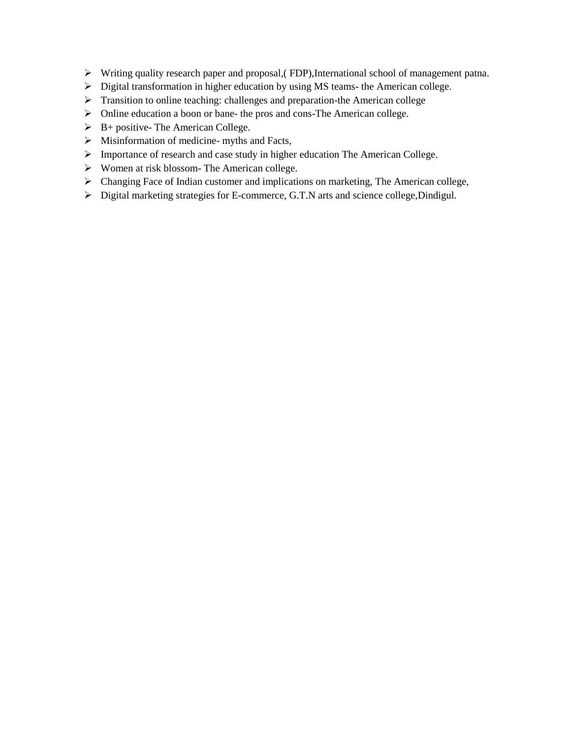- Writing quality research paper and proposal,( FDP),International school of management patna.
- Digital transformation in higher education by using MS teams- the American college.
- Transition to online teaching: challenges and preparation-the American college
- Online education a boon or bane- the pros and cons-The American college.
- B+ positive- The American College.
- Misinformation of medicine- myths and Facts,
- Importance of research and case study in higher education The American College.
- Women at risk blossom- The American college.
- Changing Face of Indian customer and implications on marketing, The American college,
- Digital marketing strategies for E-commerce, G.T.N arts and science college,Dindigul.